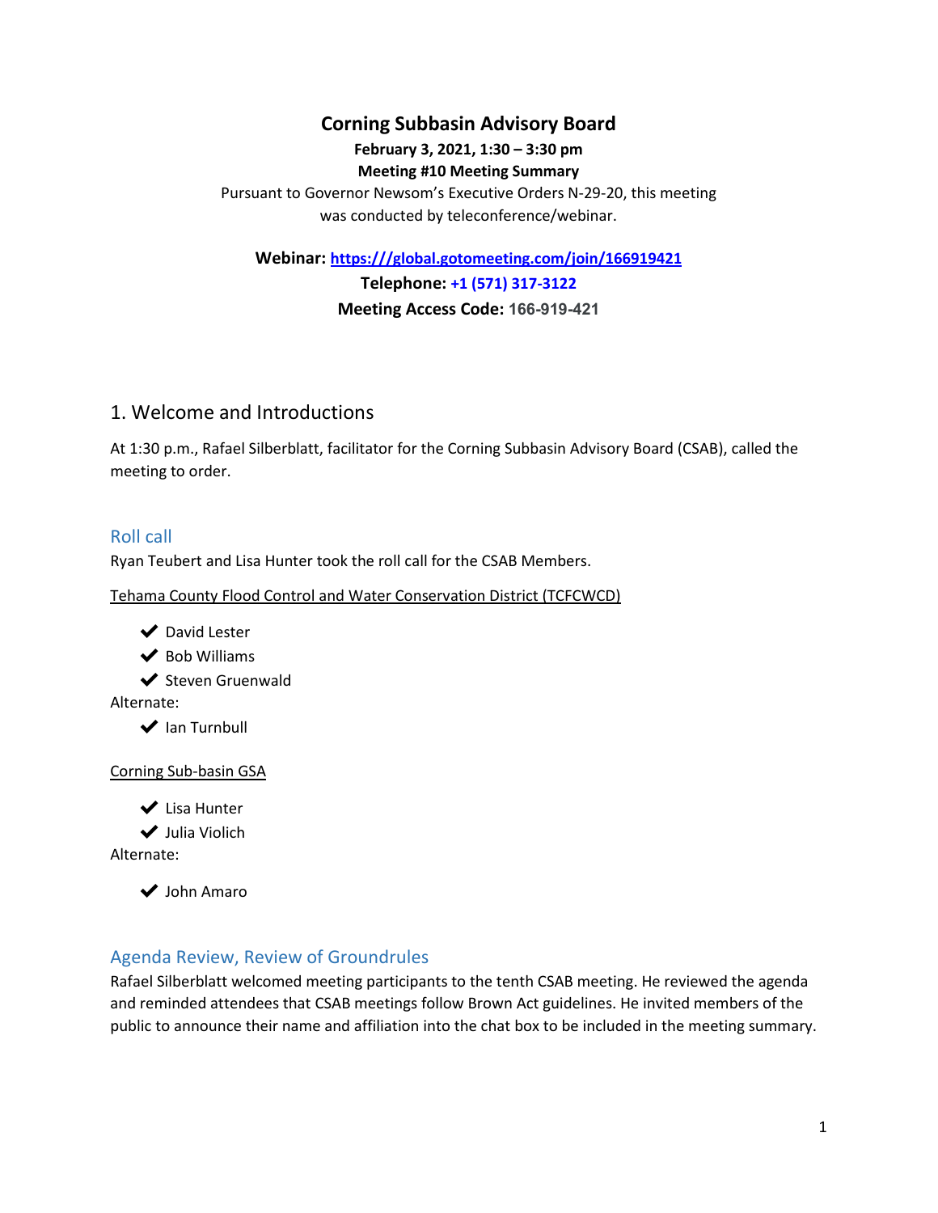# Corning Subbasin Advisory Board

**February 3, 2021, 1:30 – 3:30 pm**

**Meeting #10 Meeting Summary**

Pursuant to Governor Newsom's Executive Orders N-29-20, this meeting was conducted by teleconference/webinar.

**Webinar: [https:///global.gotomeeting.com/join/166919421](https:///global.gotomeeting.com/join/166919421)**

**Telephone: +1 (571) 317-3122**

**Meeting Access Code: 166-919-421**

## 1. Welcome and Introductions

At 1:30 p.m., Rafael Silberblatt, facilitator for the Corning Subbasin Advisory Board (CSAB), called the meeting to order.

### Roll call

Ryan Teubert and Lisa Hunter took the roll call for the CSAB Members.

Tehama County Flood Control and Water Conservation District (TCFCWCD)

- ✔ David Lester
- ✔ Bob Williams
- ✔ Steven Gruenwald

Alternate:

- ✔ Ian Turnbull

Corning Sub-basin GSA

- ✔ Lisa Hunter
- ✔ Julia Violich

Alternate:

- ✔ John Amaro

### Agenda Review, Review of Groundrules

Rafael Silberblatt welcomed meeting participants to the tenth CSAB meeting. He reviewed the agenda and reminded attendees that CSAB meetings follow Brown Act guidelines. He invited members of the public to announce their name and affiliation into the chat box to be included in the meeting summary.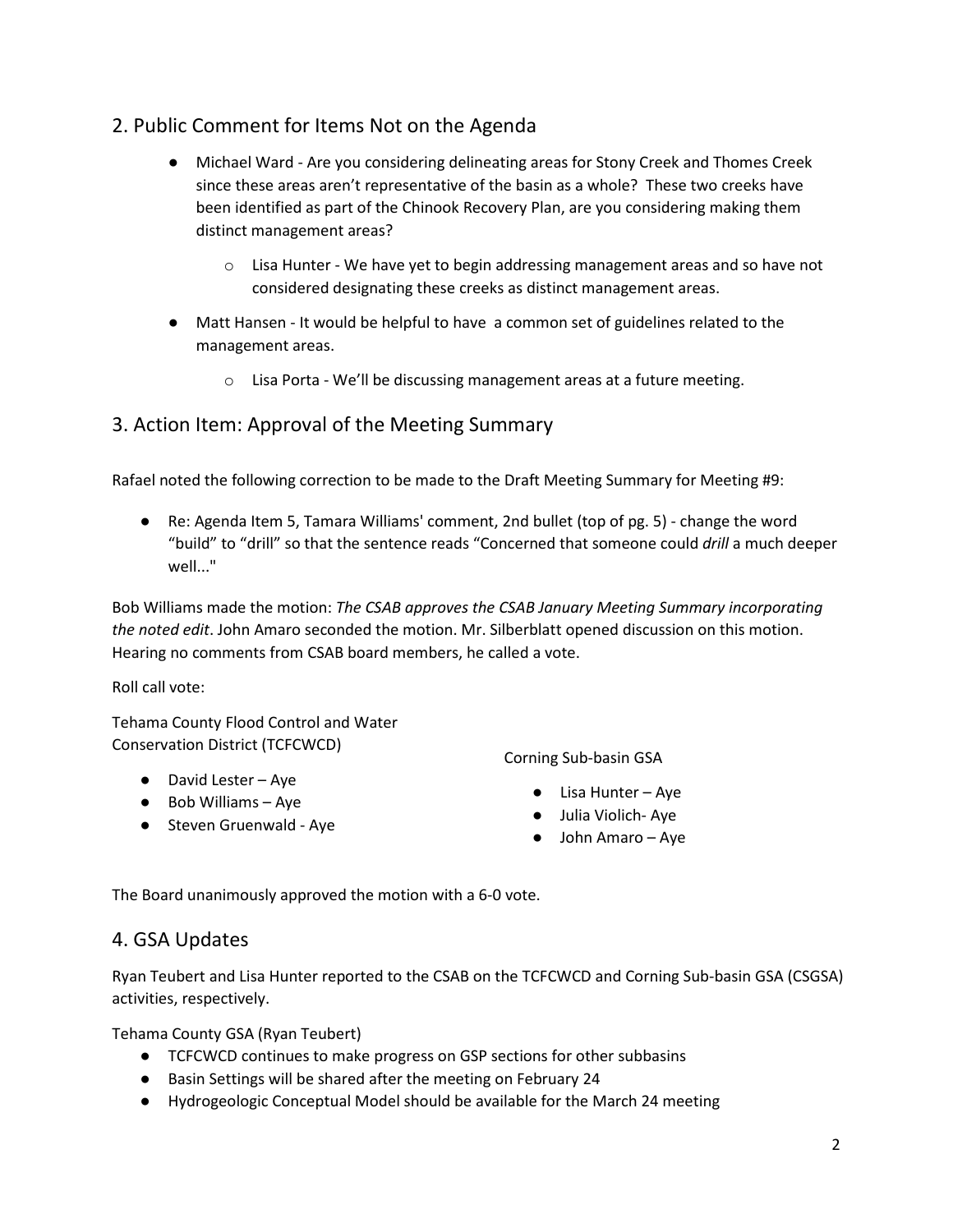## 2. Public Comment for Items Not on the Agenda

- Michael Ward - Are you considering delineating areas for Stony Creek and Thomes Creek since these areas aren't representative of the basin as a whole? These two creeks have been identified as part of the Chinook Recovery Plan, are you considering making them distinct management areas?
    - Lisa Hunter - We have yet to begin addressing management areas and so have not considered designating these creeks as distinct management areas.
- Matt Hansen - It would be helpful to have a common set of guidelines related to the management areas.
    - Lisa Porta - We'll be discussing management areas at a future meeting.

## 3. Action Item: Approval of the Meeting Summary

Rafael noted the following correction to be made to the Draft Meeting Summary for Meeting #9:

- Re: Agenda Item 5, Tamara Williams' comment, 2nd bullet (top of pg. 5) - change the word "build" to "drill" so that the sentence reads "Concerned that someone could *drill* a much deeper well..."

Bob Williams made the motion: *The CSAB approves the CSAB January Meeting Summary incorporating the noted edit*. John Amaro seconded the motion. Mr. Silberblatt opened discussion on this motion. Hearing no comments from CSAB board members, he called a vote.

Roll call vote:

Tehama County Flood Control and Water Conservation District (TCFCWCD)

- David Lester – Aye
- Bob Williams – Aye
- Steven Gruenwald - Aye

Corning Sub-basin GSA

- Lisa Hunter – Aye
- Julia Violich- Aye
- John Amaro – Aye

The Board unanimously approved the motion with a 6-0 vote.

## 4. GSA Updates

Ryan Teubert and Lisa Hunter reported to the CSAB on the TCFCWCD and Corning Sub-basin GSA (CSGSA) activities, respectively.

Tehama County GSA (Ryan Teubert)

- TCFCWCD continues to make progress on GSP sections for other subbasins
- Basin Settings will be shared after the meeting on February 24
- Hydrogeologic Conceptual Model should be available for the March 24 meeting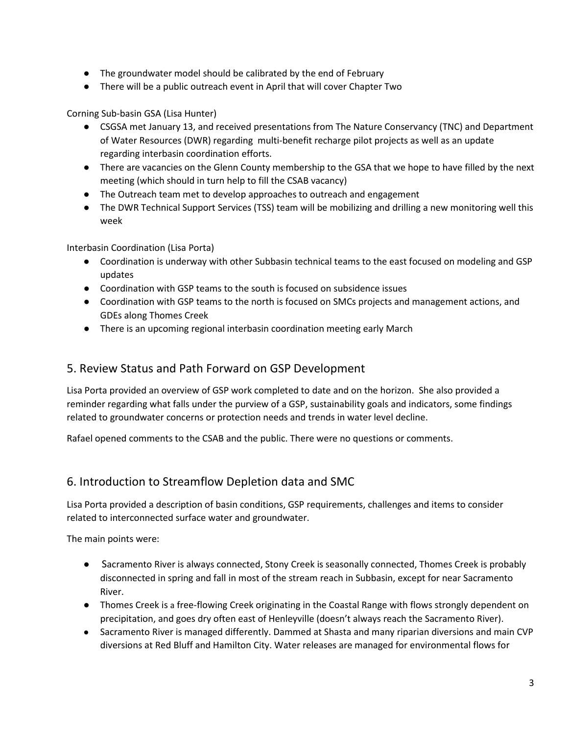- The groundwater model should be calibrated by the end of February
- There will be a public outreach event in April that will cover Chapter Two

Corning Sub-basin GSA (Lisa Hunter)

- CSGSA met January 13, and received presentations from The Nature Conservancy (TNC) and Department of Water Resources (DWR) regarding multi-benefit recharge pilot projects as well as an update regarding interbasin coordination efforts.
- There are vacancies on the Glenn County membership to the GSA that we hope to have filled by the next meeting (which should in turn help to fill the CSAB vacancy)
- The Outreach team met to develop approaches to outreach and engagement
- The DWR Technical Support Services (TSS) team will be mobilizing and drilling a new monitoring well this week

Interbasin Coordination (Lisa Porta)

- Coordination is underway with other Subbasin technical teams to the east focused on modeling and GSP updates
- Coordination with GSP teams to the south is focused on subsidence issues
- Coordination with GSP teams to the north is focused on SMCs projects and management actions, and GDEs along Thomes Creek
- There is an upcoming regional interbasin coordination meeting early March

## 5. Review Status and Path Forward on GSP Development

Lisa Porta provided an overview of GSP work completed to date and on the horizon. She also provided a reminder regarding what falls under the purview of a GSP, sustainability goals and indicators, some findings related to groundwater concerns or protection needs and trends in water level decline.

Rafael opened comments to the CSAB and the public. There were no questions or comments.

## 6. Introduction to Streamflow Depletion data and SMC

Lisa Porta provided a description of basin conditions, GSP requirements, challenges and items to consider related to interconnected surface water and groundwater.

The main points were:

- Sacramento River is always connected, Stony Creek is seasonally connected, Thomes Creek is probably disconnected in spring and fall in most of the stream reach in Subbasin, except for near Sacramento River.
- Thomes Creek is a free-flowing Creek originating in the Coastal Range with flows strongly dependent on precipitation, and goes dry often east of Henleyville (doesn't always reach the Sacramento River).
- Sacramento River is managed differently. Dammed at Shasta and many riparian diversions and main CVP diversions at Red Bluff and Hamilton City. Water releases are managed for environmental flows for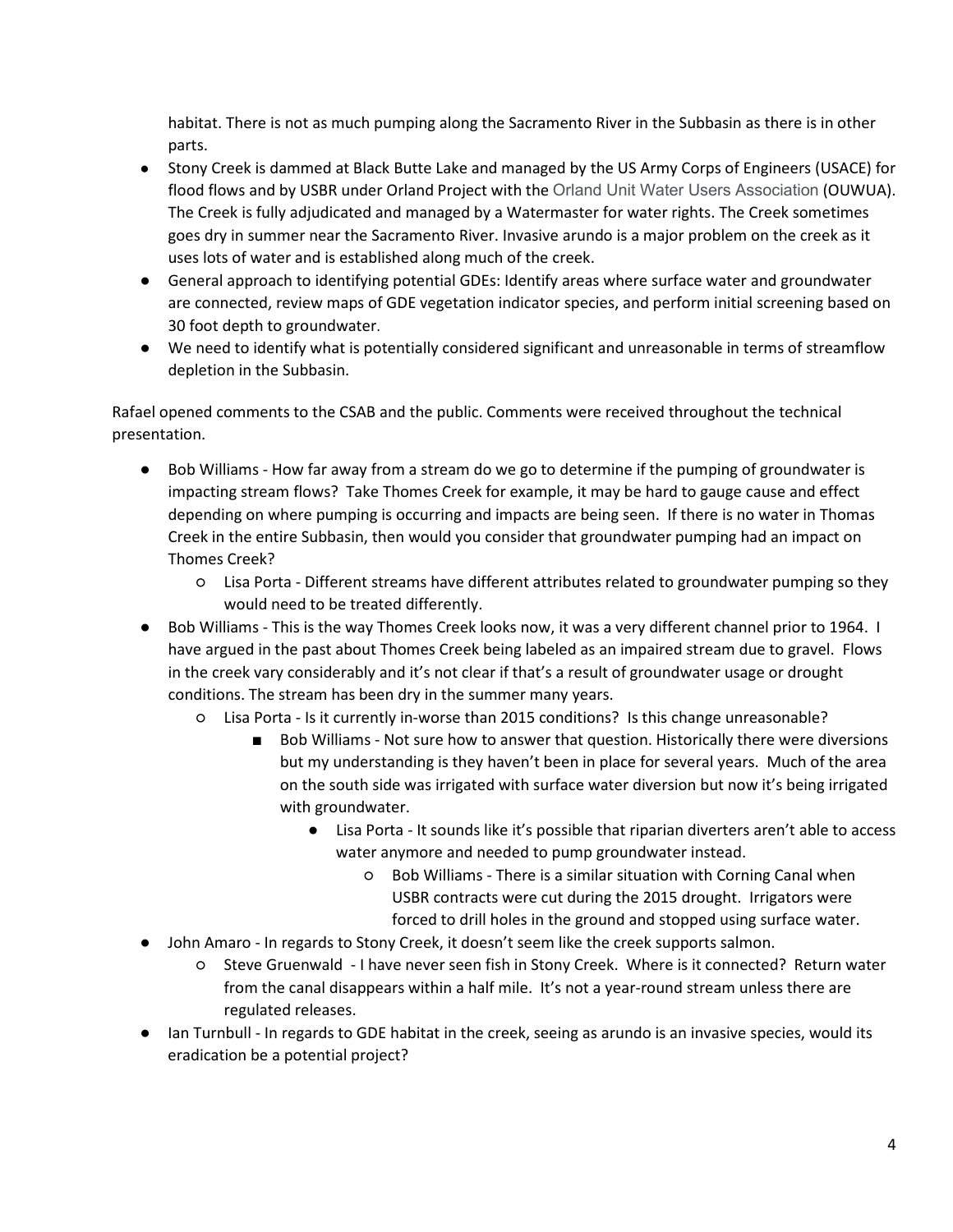habitat. There is not as much pumping along the Sacramento River in the Subbasin as there is in other parts.

- Stony Creek is dammed at Black Butte Lake and managed by the US Army Corps of Engineers (USACE) for flood flows and by USBR under Orland Project with the Orland Unit Water Users Association (OUWUA). The Creek is fully adjudicated and managed by a Watermaster for water rights. The Creek sometimes goes dry in summer near the Sacramento River. Invasive arundo is a major problem on the creek as it uses lots of water and is established along much of the creek.
- General approach to identifying potential GDEs: Identify areas where surface water and groundwater are connected, review maps of GDE vegetation indicator species, and perform initial screening based on 30 foot depth to groundwater.
- We need to identify what is potentially considered significant and unreasonable in terms of streamflow depletion in the Subbasin.

Rafael opened comments to the CSAB and the public. Comments were received throughout the technical presentation.

- Bob Williams - How far away from a stream do we go to determine if the pumping of groundwater is impacting stream flows? Take Thomes Creek for example, it may be hard to gauge cause and effect depending on where pumping is occurring and impacts are being seen. If there is no water in Thomas Creek in the entire Subbasin, then would you consider that groundwater pumping had an impact on Thomes Creek?
  - Lisa Porta - Different streams have different attributes related to groundwater pumping so they would need to be treated differently.
- Bob Williams - This is the way Thomes Creek looks now, it was a very different channel prior to 1964. I have argued in the past about Thomes Creek being labeled as an impaired stream due to gravel. Flows in the creek vary considerably and it's not clear if that's a result of groundwater usage or drought conditions. The stream has been dry in the summer many years.
  - Lisa Porta - Is it currently in-worse than 2015 conditions? Is this change unreasonable?
    - Bob Williams - Not sure how to answer that question. Historically there were diversions but my understanding is they haven't been in place for several years. Much of the area on the south side was irrigated with surface water diversion but now it's being irrigated with groundwater.
      - Lisa Porta - It sounds like it's possible that riparian diverters aren't able to access water anymore and needed to pump groundwater instead.
        - Bob Williams - There is a similar situation with Corning Canal when USBR contracts were cut during the 2015 drought. Irrigators were forced to drill holes in the ground and stopped using surface water.
- John Amaro - In regards to Stony Creek, it doesn't seem like the creek supports salmon.
  - Steve Gruenwald - I have never seen fish in Stony Creek. Where is it connected? Return water from the canal disappears within a half mile. It's not a year-round stream unless there are regulated releases.
- Ian Turnbull - In regards to GDE habitat in the creek, seeing as arundo is an invasive species, would its eradication be a potential project?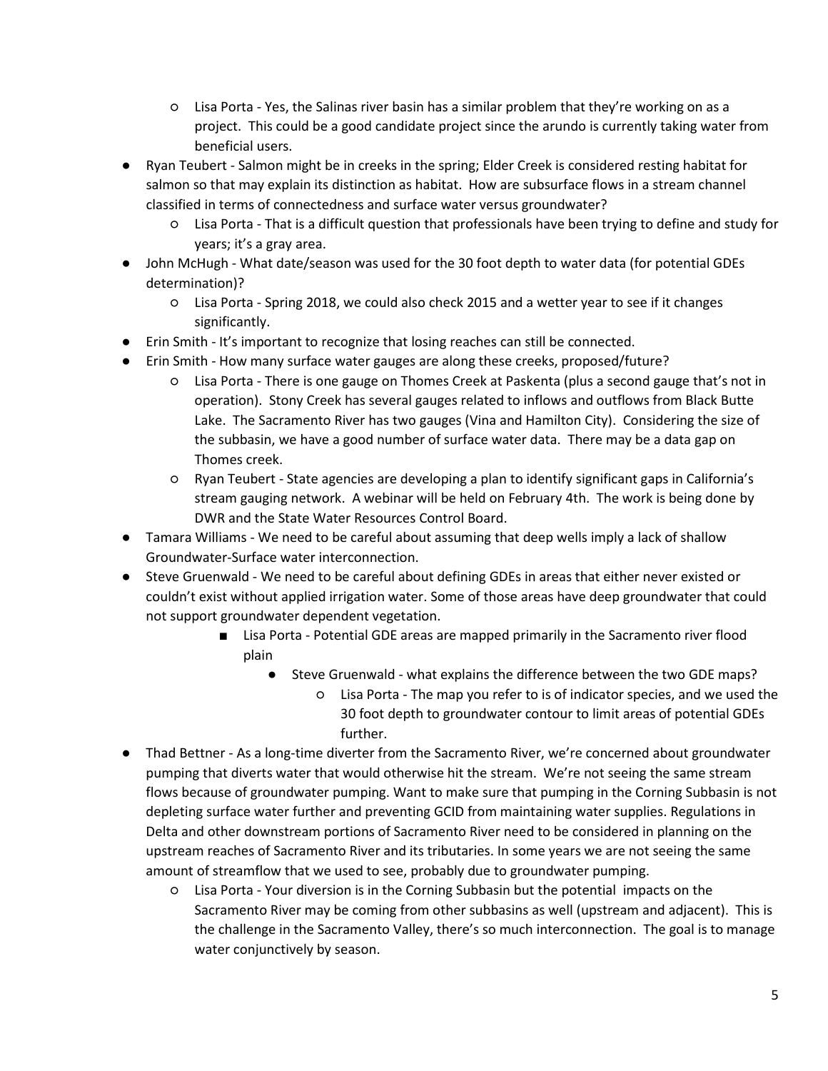- Lisa Porta - Yes, the Salinas river basin has a similar problem that they're working on as a project. This could be a good candidate project since the arundo is currently taking water from beneficial users.
- Ryan Teubert - Salmon might be in creeks in the spring; Elder Creek is considered resting habitat for salmon so that may explain its distinction as habitat. How are subsurface flows in a stream channel classified in terms of connectedness and surface water versus groundwater?
  - Lisa Porta - That is a difficult question that professionals have been trying to define and study for years; it's a gray area.
- John McHugh - What date/season was used for the 30 foot depth to water data (for potential GDEs determination)?
  - Lisa Porta - Spring 2018, we could also check 2015 and a wetter year to see if it changes significantly.
- Erin Smith - It's important to recognize that losing reaches can still be connected.
- Erin Smith - How many surface water gauges are along these creeks, proposed/future?
  - Lisa Porta - There is one gauge on Thomes Creek at Paskenta (plus a second gauge that's not in operation). Stony Creek has several gauges related to inflows and outflows from Black Butte Lake. The Sacramento River has two gauges (Vina and Hamilton City). Considering the size of the subbasin, we have a good number of surface water data. There may be a data gap on Thomes creek.
  - Ryan Teubert - State agencies are developing a plan to identify significant gaps in California's stream gauging network. A webinar will be held on February 4th. The work is being done by DWR and the State Water Resources Control Board.
- Tamara Williams - We need to be careful about assuming that deep wells imply a lack of shallow Groundwater-Surface water interconnection.
- Steve Gruenwald - We need to be careful about defining GDEs in areas that either never existed or couldn't exist without applied irrigation water. Some of those areas have deep groundwater that could not support groundwater dependent vegetation.
      - Lisa Porta - Potential GDE areas are mapped primarily in the Sacramento river flood plain
        - Steve Gruenwald - what explains the difference between the two GDE maps?
          - Lisa Porta - The map you refer to is of indicator species, and we used the 30 foot depth to groundwater contour to limit areas of potential GDEs further.
- Thad Bettner - As a long-time diverter from the Sacramento River, we're concerned about groundwater pumping that diverts water that would otherwise hit the stream. We're not seeing the same stream flows because of groundwater pumping. Want to make sure that pumping in the Corning Subbasin is not depleting surface water further and preventing GCID from maintaining water supplies. Regulations in Delta and other downstream portions of Sacramento River need to be considered in planning on the upstream reaches of Sacramento River and its tributaries. In some years we are not seeing the same amount of streamflow that we used to see, probably due to groundwater pumping.
  - Lisa Porta - Your diversion is in the Corning Subbasin but the potential impacts on the Sacramento River may be coming from other subbasins as well (upstream and adjacent). This is the challenge in the Sacramento Valley, there's so much interconnection. The goal is to manage water conjunctively by season.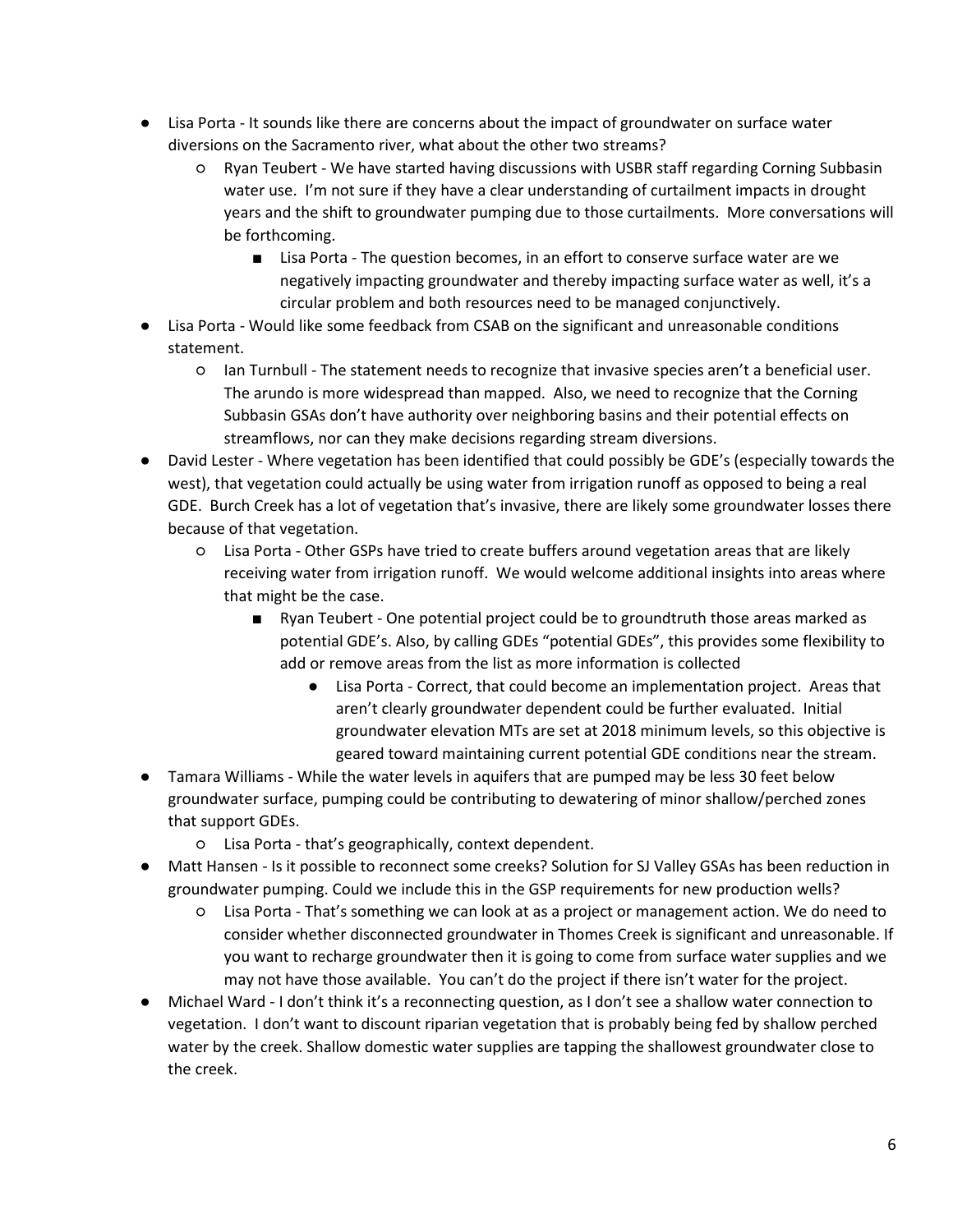- Lisa Porta - It sounds like there are concerns about the impact of groundwater on surface water diversions on the Sacramento river, what about the other two streams?
  - Ryan Teubert - We have started having discussions with USBR staff regarding Corning Subbasin water use. I'm not sure if they have a clear understanding of curtailment impacts in drought years and the shift to groundwater pumping due to those curtailments. More conversations will be forthcoming.
    - Lisa Porta - The question becomes, in an effort to conserve surface water are we negatively impacting groundwater and thereby impacting surface water as well, it's a circular problem and both resources need to be managed conjunctively.
- Lisa Porta - Would like some feedback from CSAB on the significant and unreasonable conditions statement.
  - Ian Turnbull - The statement needs to recognize that invasive species aren't a beneficial user. The arundo is more widespread than mapped. Also, we need to recognize that the Corning Subbasin GSAs don't have authority over neighboring basins and their potential effects on streamflows, nor can they make decisions regarding stream diversions.
- David Lester - Where vegetation has been identified that could possibly be GDE's (especially towards the west), that vegetation could actually be using water from irrigation runoff as opposed to being a real GDE. Burch Creek has a lot of vegetation that's invasive, there are likely some groundwater losses there because of that vegetation.
  - Lisa Porta - Other GSPs have tried to create buffers around vegetation areas that are likely receiving water from irrigation runoff. We would welcome additional insights into areas where that might be the case.
    - Ryan Teubert - One potential project could be to groundtruth those areas marked as potential GDE's. Also, by calling GDEs "potential GDEs", this provides some flexibility to add or remove areas from the list as more information is collected
      - Lisa Porta - Correct, that could become an implementation project. Areas that aren't clearly groundwater dependent could be further evaluated. Initial groundwater elevation MTs are set at 2018 minimum levels, so this objective is geared toward maintaining current potential GDE conditions near the stream.
- Tamara Williams - While the water levels in aquifers that are pumped may be less 30 feet below groundwater surface, pumping could be contributing to dewatering of minor shallow/perched zones that support GDEs.
  - Lisa Porta - that's geographically, context dependent.
- Matt Hansen - Is it possible to reconnect some creeks? Solution for SJ Valley GSAs has been reduction in groundwater pumping. Could we include this in the GSP requirements for new production wells?
  - Lisa Porta - That's something we can look at as a project or management action. We do need to consider whether disconnected groundwater in Thomes Creek is significant and unreasonable. If you want to recharge groundwater then it is going to come from surface water supplies and we may not have those available. You can't do the project if there isn't water for the project.
- Michael Ward - I don't think it's a reconnecting question, as I don't see a shallow water connection to vegetation. I don't want to discount riparian vegetation that is probably being fed by shallow perched water by the creek. Shallow domestic water supplies are tapping the shallowest groundwater close to the creek.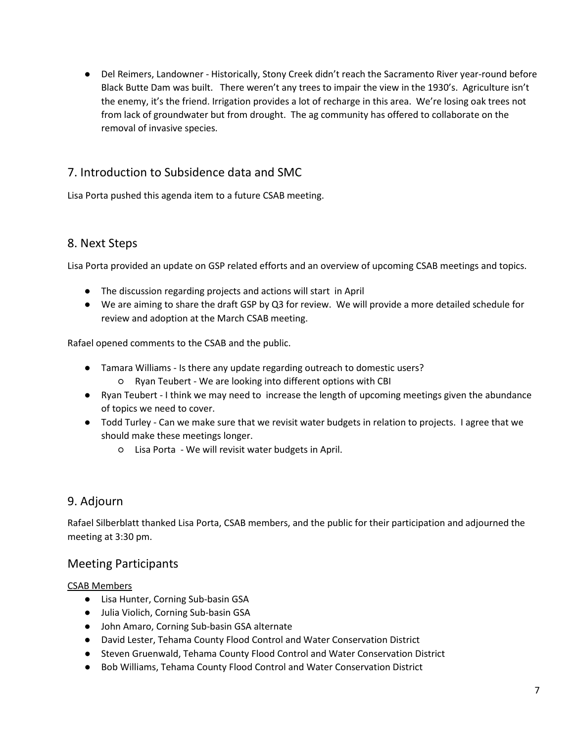- Del Reimers, Landowner - Historically, Stony Creek didn't reach the Sacramento River year-round before Black Butte Dam was built. There weren't any trees to impair the view in the 1930's. Agriculture isn't the enemy, it's the friend. Irrigation provides a lot of recharge in this area. We're losing oak trees not from lack of groundwater but from drought. The ag community has offered to collaborate on the removal of invasive species.

## 7. Introduction to Subsidence data and SMC

Lisa Porta pushed this agenda item to a future CSAB meeting.

## 8. Next Steps

Lisa Porta provided an update on GSP related efforts and an overview of upcoming CSAB meetings and topics.

- The discussion regarding projects and actions will start in April
- We are aiming to share the draft GSP by Q3 for review. We will provide a more detailed schedule for review and adoption at the March CSAB meeting.

Rafael opened comments to the CSAB and the public.

- Tamara Williams - Is there any update regarding outreach to domestic users?
  - Ryan Teubert - We are looking into different options with CBI
- Ryan Teubert - I think we may need to increase the length of upcoming meetings given the abundance of topics we need to cover.
- Todd Turley - Can we make sure that we revisit water budgets in relation to projects. I agree that we should make these meetings longer.
  - Lisa Porta - We will revisit water budgets in April.

## 9. Adjourn

Rafael Silberblatt thanked Lisa Porta, CSAB members, and the public for their participation and adjourned the meeting at 3:30 pm.

## Meeting Participants

CSAB Members

- Lisa Hunter, Corning Sub-basin GSA
- Julia Violich, Corning Sub-basin GSA
- John Amaro, Corning Sub-basin GSA alternate
- David Lester, Tehama County Flood Control and Water Conservation District
- Steven Gruenwald, Tehama County Flood Control and Water Conservation District
- Bob Williams, Tehama County Flood Control and Water Conservation District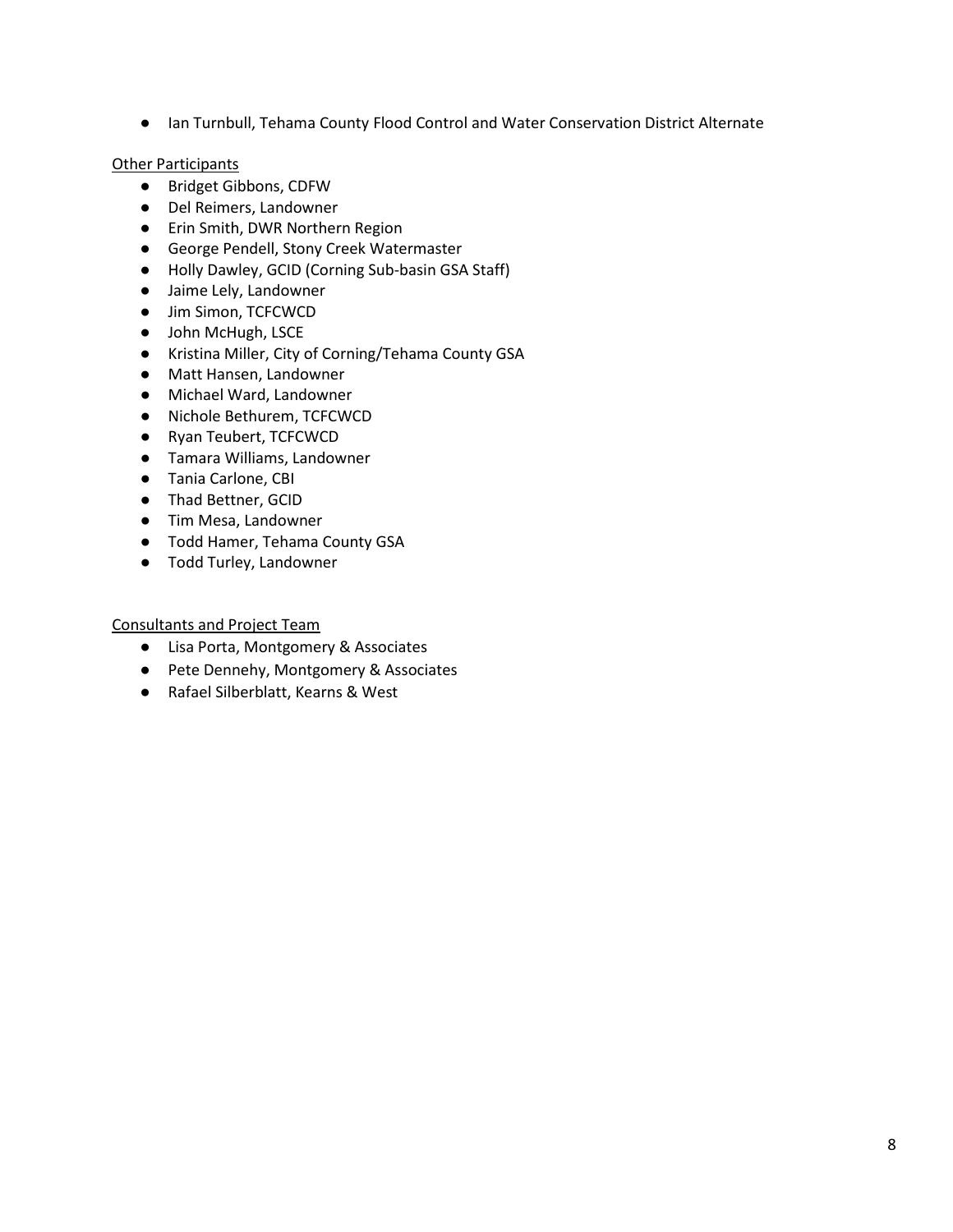- Ian Turnbull, Tehama County Flood Control and Water Conservation District Alternate

Other Participants

- Bridget Gibbons, CDFW
- Del Reimers, Landowner
- Erin Smith, DWR Northern Region
- George Pendell, Stony Creek Watermaster
- Holly Dawley, GCID (Corning Sub-basin GSA Staff)
- Jaime Lely, Landowner
- Jim Simon, TCFCWCD
- John McHugh, LSCE
- Kristina Miller, City of Corning/Tehama County GSA
- Matt Hansen, Landowner
- Michael Ward, Landowner
- Nichole Bethurem, TCFCWCD
- Ryan Teubert, TCFCWCD
- Tamara Williams, Landowner
- Tania Carlone, CBI
- Thad Bettner, GCID
- Tim Mesa, Landowner
- Todd Hamer, Tehama County GSA
- Todd Turley, Landowner

Consultants and Project Team

- Lisa Porta, Montgomery & Associates
- Pete Dennehy, Montgomery & Associates
- Rafael Silberblatt, Kearns & West